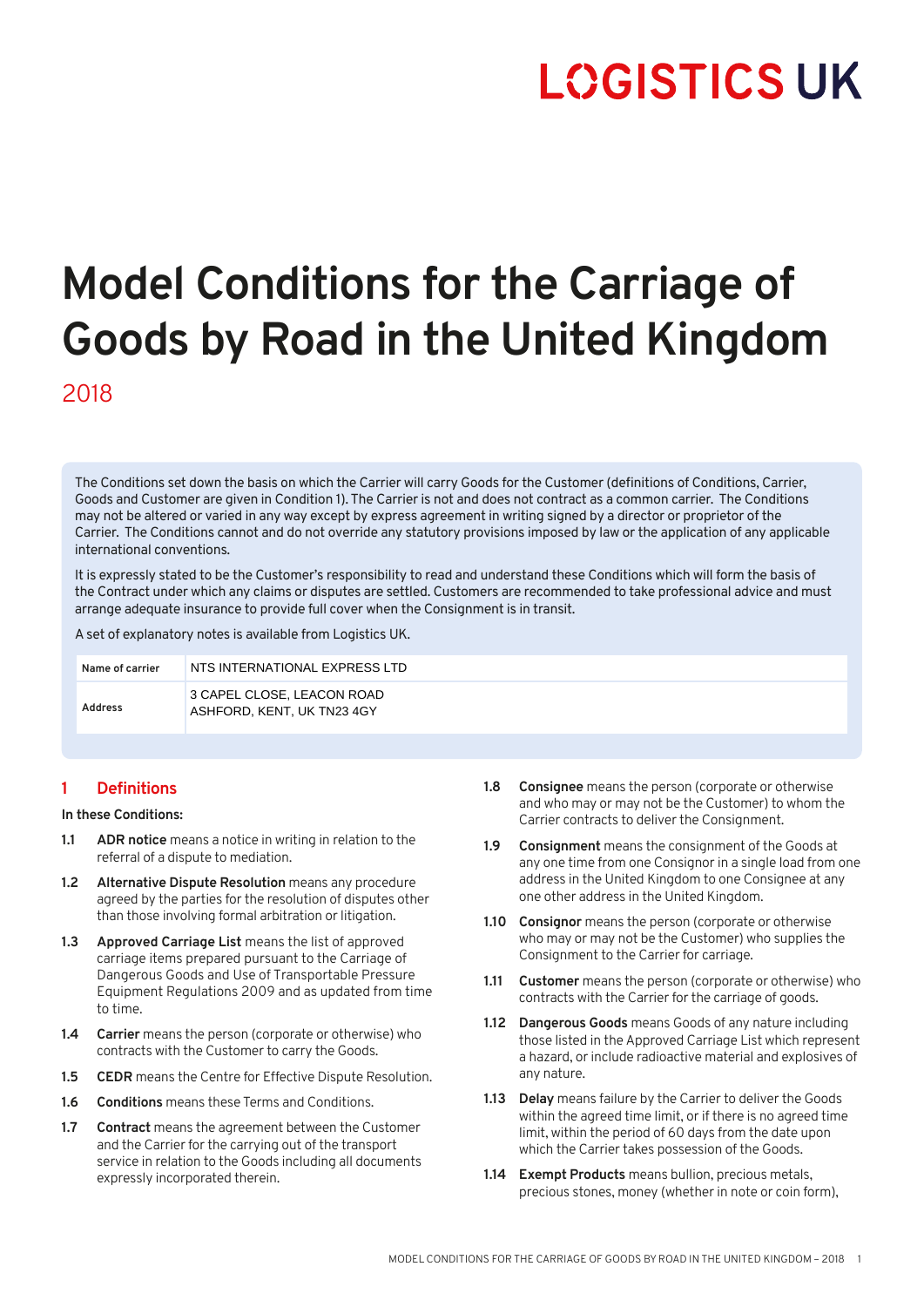LOGISTICS UK

# Model Conditions for the Carriage of Goods by Road in the United Kingdom

2018

The Conditions set down the basis on which the Carrier will carry Goods for the Customer (definitions of Conditions, Carrier, Goods and Customer are given in Condition 1). The Carrier is not and does not contract as a common carrier. The Conditions may not be altered or varied in any way except by express agreement in writing signed by a director or proprietor of the Carrier. The Conditions cannot and do not override any statutory provisions imposed by law or the application of any applicable international conventions.

It is expressly stated to be the Customer's responsibility to read and understand these Conditions which will form the basis of the Contract under which any claims or disputes are settled. Customers are recommended to take professional advice and must arrange adequate insurance to provide full cover when the Consignment is in transit.

A set of explanatory notes is available from Logistics UK.

| Name of carrier | NTS INTERNATIONAL EXPRESS LTD |
|---|---|
| Address | 3 CAPEL CLOSE, LEACON ROAD<br>ASHFORD, KENT, UK TN23 4GY |

## 1 Definitions

**In these Conditions:**

1.1 **ADR notice** means a notice in writing in relation to the referral of a dispute to mediation.

1.2 **Alternative Dispute Resolution** means any procedure agreed by the parties for the resolution of disputes other than those involving formal arbitration or litigation.

1.3 **Approved Carriage List** means the list of approved carriage items prepared pursuant to the Carriage of Dangerous Goods and Use of Transportable Pressure Equipment Regulations 2009 and as updated from time to time.

1.4 **Carrier** means the person (corporate or otherwise) who contracts with the Customer to carry the Goods.

1.5 **CEDR** means the Centre for Effective Dispute Resolution.

1.6 **Conditions** means these Terms and Conditions.

1.7 **Contract** means the agreement between the Customer and the Carrier for the carrying out of the transport service in relation to the Goods including all documents expressly incorporated therein.

1.8 **Consignee** means the person (corporate or otherwise and who may or may not be the Customer) to whom the Carrier contracts to deliver the Consignment.

1.9 **Consignment** means the consignment of the Goods at any one time from one Consignor in a single load from one address in the United Kingdom to one Consignee at any one other address in the United Kingdom.

1.10 **Consignor** means the person (corporate or otherwise who may or may not be the Customer) who supplies the Consignment to the Carrier for carriage.

1.11 **Customer** means the person (corporate or otherwise) who contracts with the Carrier for the carriage of goods.

1.12 **Dangerous Goods** means Goods of any nature including those listed in the Approved Carriage List which represent a hazard, or include radioactive material and explosives of any nature.

1.13 **Delay** means failure by the Carrier to deliver the Goods within the agreed time limit, or if there is no agreed time limit, within the period of 60 days from the date upon which the Carrier takes possession of the Goods.

1.14 **Exempt Products** means bullion, precious metals, precious stones, money (whether in note or coin form),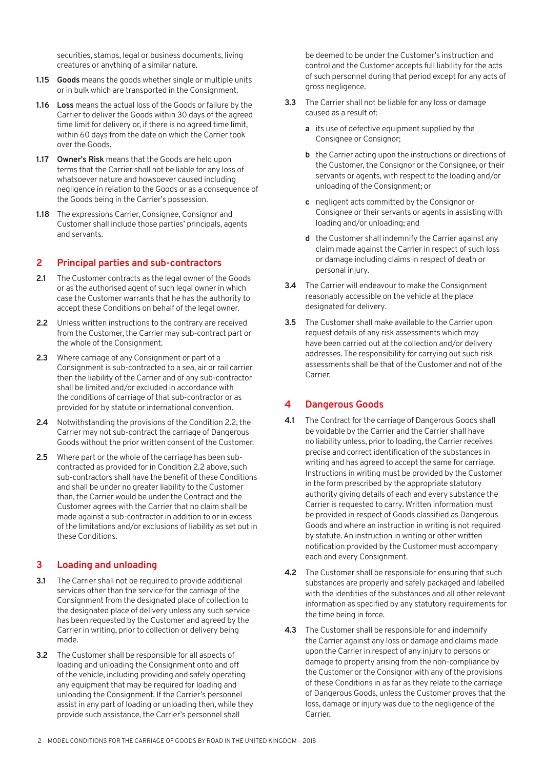securities, stamps, legal or business documents, living creatures or anything of a similar nature.

**1.15** **Goods** means the goods whether single or multiple units or in bulk which are transported in the Consignment.

**1.16** **Loss** means the actual loss of the Goods or failure by the Carrier to deliver the Goods within 30 days of the agreed time limit for delivery or, if there is no agreed time limit, within 60 days from the date on which the Carrier took over the Goods.

**1.17** **Owner's Risk** means that the Goods are held upon terms that the Carrier shall not be liable for any loss of whatsoever nature and howsoever caused including negligence in relation to the Goods or as a consequence of the Goods being in the Carrier's possession.

**1.18** The expressions Carrier, Consignee, Consignor and Customer shall include those parties' principals, agents and servants.

## 2 Principal parties and sub-contractors

**2.1** The Customer contracts as the legal owner of the Goods or as the authorised agent of such legal owner in which case the Customer warrants that he has the authority to accept these Conditions on behalf of the legal owner.

**2.2** Unless written instructions to the contrary are received from the Customer, the Carrier may sub-contract part or the whole of the Consignment.

**2.3** Where carriage of any Consignment or part of a Consignment is sub-contracted to a sea, air or rail carrier then the liability of the Carrier and of any sub-contractor shall be limited and/or excluded in accordance with the conditions of carriage of that sub-contractor or as provided for by statute or international convention.

**2.4** Notwithstanding the provisions of the Condition 2.2, the Carrier may not sub-contract the carriage of Dangerous Goods without the prior written consent of the Customer.

**2.5** Where part or the whole of the carriage has been sub-contracted as provided for in Condition 2.2 above, such sub-contractors shall have the benefit of these Conditions and shall be under no greater liability to the Customer than, the Carrier would be under the Contract and the Customer agrees with the Carrier that no claim shall be made against a sub-contractor in addition to or in excess of the limitations and/or exclusions of liability as set out in these Conditions.

## 3 Loading and unloading

**3.1** The Carrier shall not be required to provide additional services other than the service for the carriage of the Consignment from the designated place of collection to the designated place of delivery unless any such service has been requested by the Customer and agreed by the Carrier in writing, prior to collection or delivery being made.

**3.2** The Customer shall be responsible for all aspects of loading and unloading the Consignment onto and off of the vehicle, including providing and safely operating any equipment that may be required for loading and unloading the Consignment. If the Carrier's personnel assist in any part of loading or unloading then, while they provide such assistance, the Carrier's personnel shall be deemed to be under the Customer's instruction and control and the Customer accepts full liability for the acts of such personnel during that period except for any acts of gross negligence.

**3.3** The Carrier shall not be liable for any loss or damage caused as a result of:

- **a** its use of defective equipment supplied by the Consignee or Consignor;
- **b** the Carrier acting upon the instructions or directions of the Customer, the Consignor or the Consignee, or their servants or agents, with respect to the loading and/or unloading of the Consignment; or
- **c** negligent acts committed by the Consignor or Consignee or their servants or agents in assisting with loading and/or unloading; and
- **d** the Customer shall indemnify the Carrier against any claim made against the Carrier in respect of such loss or damage including claims in respect of death or personal injury.

**3.4** The Carrier will endeavour to make the Consignment reasonably accessible on the vehicle at the place designated for delivery.

**3.5** The Customer shall make available to the Carrier upon request details of any risk assessments which may have been carried out at the collection and/or delivery addresses. The responsibility for carrying out such risk assessments shall be that of the Customer and not of the Carrier.

## 4 Dangerous Goods

**4.1** The Contract for the carriage of Dangerous Goods shall be voidable by the Carrier and the Carrier shall have no liability unless, prior to loading, the Carrier receives precise and correct identification of the substances in writing and has agreed to accept the same for carriage. Instructions in writing must be provided by the Customer in the form prescribed by the appropriate statutory authority giving details of each and every substance the Carrier is requested to carry. Written information must be provided in respect of Goods classified as Dangerous Goods and where an instruction in writing is not required by statute. An instruction in writing or other written notification provided by the Customer must accompany each and every Consignment.

**4.2** The Customer shall be responsible for ensuring that such substances are properly and safely packaged and labelled with the identities of the substances and all other relevant information as specified by any statutory requirements for the time being in force.

**4.3** The Customer shall be responsible for and indemnify the Carrier against any loss or damage and claims made upon the Carrier in respect of any injury to persons or damage to property arising from the non-compliance by the Customer or the Consignor with any of the provisions of these Conditions in as far as they relate to the carriage of Dangerous Goods, unless the Customer proves that the loss, damage or injury was due to the negligence of the Carrier.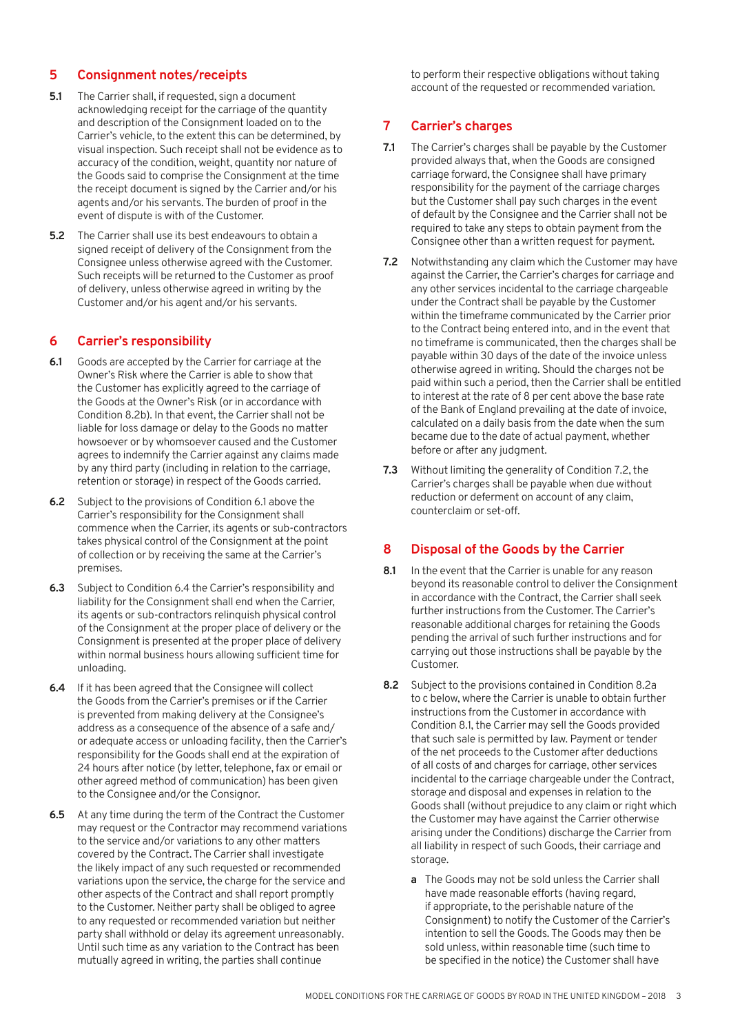## 5 Consignment notes/receipts

**5.1** The Carrier shall, if requested, sign a document acknowledging receipt for the carriage of the quantity and description of the Consignment loaded on to the Carrier's vehicle, to the extent this can be determined, by visual inspection. Such receipt shall not be evidence as to accuracy of the condition, weight, quantity nor nature of the Goods said to comprise the Consignment at the time the receipt document is signed by the Carrier and/or his agents and/or his servants. The burden of proof in the event of dispute is with of the Customer.

**5.2** The Carrier shall use its best endeavours to obtain a signed receipt of delivery of the Consignment from the Consignee unless otherwise agreed with the Customer. Such receipts will be returned to the Customer as proof of delivery, unless otherwise agreed in writing by the Customer and/or his agent and/or his servants.

## 6 Carrier's responsibility

**6.1** Goods are accepted by the Carrier for carriage at the Owner's Risk where the Carrier is able to show that the Customer has explicitly agreed to the carriage of the Goods at the Owner's Risk (or in accordance with Condition 8.2b). In that event, the Carrier shall not be liable for loss damage or delay to the Goods no matter howsoever or by whomsoever caused and the Customer agrees to indemnify the Carrier against any claims made by any third party (including in relation to the carriage, retention or storage) in respect of the Goods carried.

**6.2** Subject to the provisions of Condition 6.1 above the Carrier's responsibility for the Consignment shall commence when the Carrier, its agents or sub-contractors takes physical control of the Consignment at the point of collection or by receiving the same at the Carrier's premises.

**6.3** Subject to Condition 6.4 the Carrier's responsibility and liability for the Consignment shall end when the Carrier, its agents or sub-contractors relinquish physical control of the Consignment at the proper place of delivery or the Consignment is presented at the proper place of delivery within normal business hours allowing sufficient time for unloading.

**6.4** If it has been agreed that the Consignee will collect the Goods from the Carrier's premises or if the Carrier is prevented from making delivery at the Consignee's address as a consequence of the absence of a safe and/or adequate access or unloading facility, then the Carrier's responsibility for the Goods shall end at the expiration of 24 hours after notice (by letter, telephone, fax or email or other agreed method of communication) has been given to the Consignee and/or the Consignor.

**6.5** At any time during the term of the Contract the Customer may request or the Contractor may recommend variations to the service and/or variations to any other matters covered by the Contract. The Carrier shall investigate the likely impact of any such requested or recommended variations upon the service, the charge for the service and other aspects of the Contract and shall report promptly to the Customer. Neither party shall be obliged to agree to any requested or recommended variation but neither party shall withhold or delay its agreement unreasonably. Until such time as any variation to the Contract has been mutually agreed in writing, the parties shall continue to perform their respective obligations without taking account of the requested or recommended variation.

## 7 Carrier's charges

**7.1** The Carrier's charges shall be payable by the Customer provided always that, when the Goods are consigned carriage forward, the Consignee shall have primary responsibility for the payment of the carriage charges but the Customer shall pay such charges in the event of default by the Consignee and the Carrier shall not be required to take any steps to obtain payment from the Consignee other than a written request for payment.

**7.2** Notwithstanding any claim which the Customer may have against the Carrier, the Carrier's charges for carriage and any other services incidental to the carriage chargeable under the Contract shall be payable by the Customer within the timeframe communicated by the Carrier prior to the Contract being entered into, and in the event that no timeframe is communicated, then the charges shall be payable within 30 days of the date of the invoice unless otherwise agreed in writing. Should the charges not be paid within such a period, then the Carrier shall be entitled to interest at the rate of 8 per cent above the base rate of the Bank of England prevailing at the date of invoice, calculated on a daily basis from the date when the sum became due to the date of actual payment, whether before or after any judgment.

**7.3** Without limiting the generality of Condition 7.2, the Carrier's charges shall be payable when due without reduction or deferment on account of any claim, counterclaim or set-off.

## 8 Disposal of the Goods by the Carrier

**8.1** In the event that the Carrier is unable for any reason beyond its reasonable control to deliver the Consignment in accordance with the Contract, the Carrier shall seek further instructions from the Customer. The Carrier's reasonable additional charges for retaining the Goods pending the arrival of such further instructions and for carrying out those instructions shall be payable by the Customer.

**8.2** Subject to the provisions contained in Condition 8.2a to c below, where the Carrier is unable to obtain further instructions from the Customer in accordance with Condition 8.1, the Carrier may sell the Goods provided that such sale is permitted by law. Payment or tender of the net proceeds to the Customer after deductions of all costs of and charges for carriage, other services incidental to the carriage chargeable under the Contract, storage and disposal and expenses in relation to the Goods shall (without prejudice to any claim or right which the Customer may have against the Carrier otherwise arising under the Conditions) discharge the Carrier from all liability in respect of such Goods, their carriage and storage.

- **a** The Goods may not be sold unless the Carrier shall have made reasonable efforts (having regard, if appropriate, to the perishable nature of the Consignment) to notify the Customer of the Carrier's intention to sell the Goods. The Goods may then be sold unless, within reasonable time (such time to be specified in the notice) the Customer shall have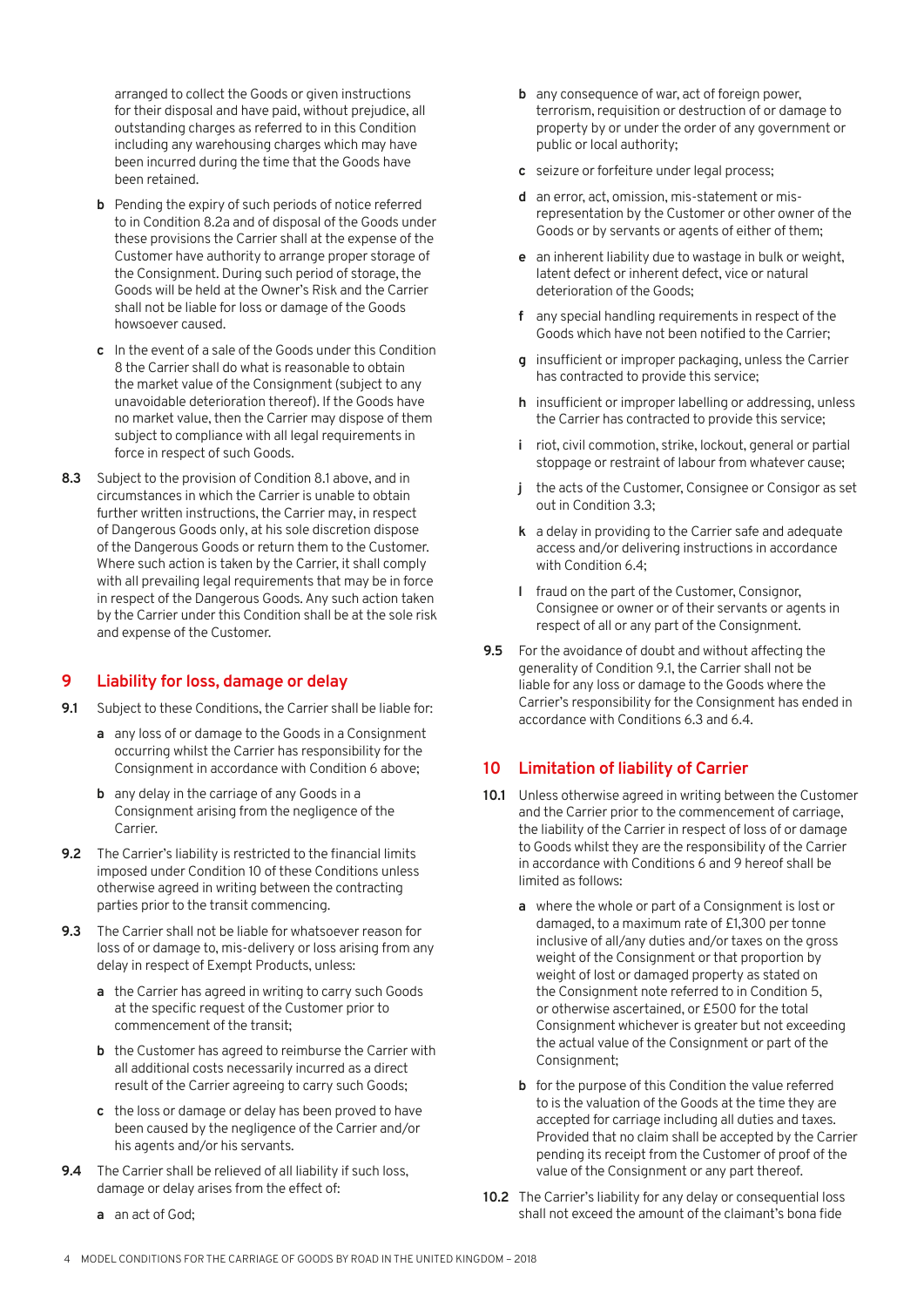arranged to collect the Goods or given instructions for their disposal and have paid, without prejudice, all outstanding charges as referred to in this Condition including any warehousing charges which may have been incurred during the time that the Goods have been retained.

**b** Pending the expiry of such periods of notice referred to in Condition 8.2a and of disposal of the Goods under these provisions the Carrier shall at the expense of the Customer have authority to arrange proper storage of the Consignment. During such period of storage, the Goods will be held at the Owner's Risk and the Carrier shall not be liable for loss or damage of the Goods howsoever caused.

**c** In the event of a sale of the Goods under this Condition 8 the Carrier shall do what is reasonable to obtain the market value of the Consignment (subject to any unavoidable deterioration thereof). If the Goods have no market value, then the Carrier may dispose of them subject to compliance with all legal requirements in force in respect of such Goods.

**8.3** Subject to the provision of Condition 8.1 above, and in circumstances in which the Carrier is unable to obtain further written instructions, the Carrier may, in respect of Dangerous Goods only, at his sole discretion dispose of the Dangerous Goods or return them to the Customer. Where such action is taken by the Carrier, it shall comply with all prevailing legal requirements that may be in force in respect of the Dangerous Goods. Any such action taken by the Carrier under this Condition shall be at the sole risk and expense of the Customer.

## 9 Liability for loss, damage or delay

**9.1** Subject to these Conditions, the Carrier shall be liable for:

**a** any loss of or damage to the Goods in a Consignment occurring whilst the Carrier has responsibility for the Consignment in accordance with Condition 6 above;

**b** any delay in the carriage of any Goods in a Consignment arising from the negligence of the Carrier.

**9.2** The Carrier's liability is restricted to the financial limits imposed under Condition 10 of these Conditions unless otherwise agreed in writing between the contracting parties prior to the transit commencing.

**9.3** The Carrier shall not be liable for whatsoever reason for loss of or damage to, mis-delivery or loss arising from any delay in respect of Exempt Products, unless:

**a** the Carrier has agreed in writing to carry such Goods at the specific request of the Customer prior to commencement of the transit;

**b** the Customer has agreed to reimburse the Carrier with all additional costs necessarily incurred as a direct result of the Carrier agreeing to carry such Goods;

**c** the loss or damage or delay has been proved to have been caused by the negligence of the Carrier and/or his agents and/or his servants.

**9.4** The Carrier shall be relieved of all liability if such loss, damage or delay arises from the effect of:

**a** an act of God;

**b** any consequence of war, act of foreign power, terrorism, requisition or destruction of or damage to property by or under the order of any government or public or local authority;

**c** seizure or forfeiture under legal process;

**d** an error, act, omission, mis-statement or mis-representation by the Customer or other owner of the Goods or by servants or agents of either of them;

**e** an inherent liability due to wastage in bulk or weight, latent defect or inherent defect, vice or natural deterioration of the Goods;

**f** any special handling requirements in respect of the Goods which have not been notified to the Carrier;

**g** insufficient or improper packaging, unless the Carrier has contracted to provide this service;

**h** insufficient or improper labelling or addressing, unless the Carrier has contracted to provide this service;

**i** riot, civil commotion, strike, lockout, general or partial stoppage or restraint of labour from whatever cause;

**j** the acts of the Customer, Consignee or Consigor as set out in Condition 3.3;

**k** a delay in providing to the Carrier safe and adequate access and/or delivering instructions in accordance with Condition 6.4;

**l** fraud on the part of the Customer, Consignor, Consignee or owner or of their servants or agents in respect of all or any part of the Consignment.

**9.5** For the avoidance of doubt and without affecting the generality of Condition 9.1, the Carrier shall not be liable for any loss or damage to the Goods where the Carrier's responsibility for the Consignment has ended in accordance with Conditions 6.3 and 6.4.

## 10 Limitation of liability of Carrier

**10.1** Unless otherwise agreed in writing between the Customer and the Carrier prior to the commencement of carriage, the liability of the Carrier in respect of loss of or damage to Goods whilst they are the responsibility of the Carrier in accordance with Conditions 6 and 9 hereof shall be limited as follows:

**a** where the whole or part of a Consignment is lost or damaged, to a maximum rate of £1,300 per tonne inclusive of all/any duties and/or taxes on the gross weight of the Consignment or that proportion by weight of lost or damaged property as stated on the Consignment note referred to in Condition 5, or otherwise ascertained, or £500 for the total Consignment whichever is greater but not exceeding the actual value of the Consignment or part of the Consignment;

**b** for the purpose of this Condition the value referred to is the valuation of the Goods at the time they are accepted for carriage including all duties and taxes. Provided that no claim shall be accepted by the Carrier pending its receipt from the Customer of proof of the value of the Consignment or any part thereof.

**10.2** The Carrier's liability for any delay or consequential loss shall not exceed the amount of the claimant's bona fide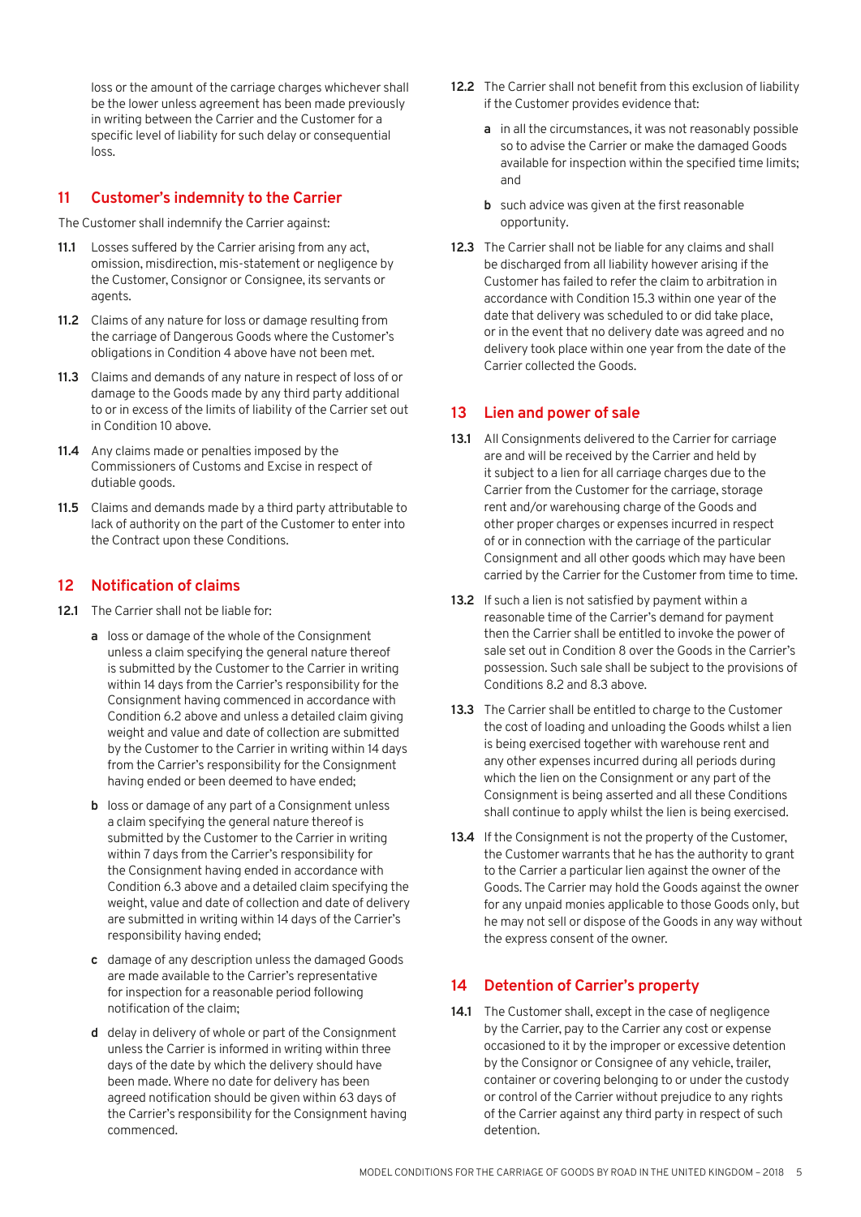loss or the amount of the carriage charges whichever shall be the lower unless agreement has been made previously in writing between the Carrier and the Customer for a specific level of liability for such delay or consequential loss.

## 11 Customer's indemnity to the Carrier

The Customer shall indemnify the Carrier against:

**11.1** Losses suffered by the Carrier arising from any act, omission, misdirection, mis-statement or negligence by the Customer, Consignor or Consignee, its servants or agents.

**11.2** Claims of any nature for loss or damage resulting from the carriage of Dangerous Goods where the Customer's obligations in Condition 4 above have not been met.

**11.3** Claims and demands of any nature in respect of loss of or damage to the Goods made by any third party additional to or in excess of the limits of liability of the Carrier set out in Condition 10 above.

**11.4** Any claims made or penalties imposed by the Commissioners of Customs and Excise in respect of dutiable goods.

**11.5** Claims and demands made by a third party attributable to lack of authority on the part of the Customer to enter into the Contract upon these Conditions.

## 12 Notification of claims

**12.1** The Carrier shall not be liable for:

- **a** loss or damage of the whole of the Consignment unless a claim specifying the general nature thereof is submitted by the Customer to the Carrier in writing within 14 days from the Carrier's responsibility for the Consignment having commenced in accordance with Condition 6.2 above and unless a detailed claim giving weight and value and date of collection are submitted by the Customer to the Carrier in writing within 14 days from the Carrier's responsibility for the Consignment having ended or been deemed to have ended;
- **b** loss or damage of any part of a Consignment unless a claim specifying the general nature thereof is submitted by the Customer to the Carrier in writing within 7 days from the Carrier's responsibility for the Consignment having ended in accordance with Condition 6.3 above and a detailed claim specifying the weight, value and date of collection and date of delivery are submitted in writing within 14 days of the Carrier's responsibility having ended;
- **c** damage of any description unless the damaged Goods are made available to the Carrier's representative for inspection for a reasonable period following notification of the claim;
- **d** delay in delivery of whole or part of the Consignment unless the Carrier is informed in writing within three days of the date by which the delivery should have been made. Where no date for delivery has been agreed notification should be given within 63 days of the Carrier's responsibility for the Consignment having commenced.

**12.2** The Carrier shall not benefit from this exclusion of liability if the Customer provides evidence that:

- **a** in all the circumstances, it was not reasonably possible so to advise the Carrier or make the damaged Goods available for inspection within the specified time limits; and
- **b** such advice was given at the first reasonable opportunity.

**12.3** The Carrier shall not be liable for any claims and shall be discharged from all liability however arising if the Customer has failed to refer the claim to arbitration in accordance with Condition 15.3 within one year of the date that delivery was scheduled to or did take place, or in the event that no delivery date was agreed and no delivery took place within one year from the date of the Carrier collected the Goods.

## 13 Lien and power of sale

**13.1** All Consignments delivered to the Carrier for carriage are and will be received by the Carrier and held by it subject to a lien for all carriage charges due to the Carrier from the Customer for the carriage, storage rent and/or warehousing charge of the Goods and other proper charges or expenses incurred in respect of or in connection with the carriage of the particular Consignment and all other goods which may have been carried by the Carrier for the Customer from time to time.

**13.2** If such a lien is not satisfied by payment within a reasonable time of the Carrier's demand for payment then the Carrier shall be entitled to invoke the power of sale set out in Condition 8 over the Goods in the Carrier's possession. Such sale shall be subject to the provisions of Conditions 8.2 and 8.3 above.

**13.3** The Carrier shall be entitled to charge to the Customer the cost of loading and unloading the Goods whilst a lien is being exercised together with warehouse rent and any other expenses incurred during all periods during which the lien on the Consignment or any part of the Consignment is being asserted and all these Conditions shall continue to apply whilst the lien is being exercised.

**13.4** If the Consignment is not the property of the Customer, the Customer warrants that he has the authority to grant to the Carrier a particular lien against the owner of the Goods. The Carrier may hold the Goods against the owner for any unpaid monies applicable to those Goods only, but he may not sell or dispose of the Goods in any way without the express consent of the owner.

## 14 Detention of Carrier's property

**14.1** The Customer shall, except in the case of negligence by the Carrier, pay to the Carrier any cost or expense occasioned to it by the improper or excessive detention by the Consignor or Consignee of any vehicle, trailer, container or covering belonging to or under the custody or control of the Carrier without prejudice to any rights of the Carrier against any third party in respect of such detention.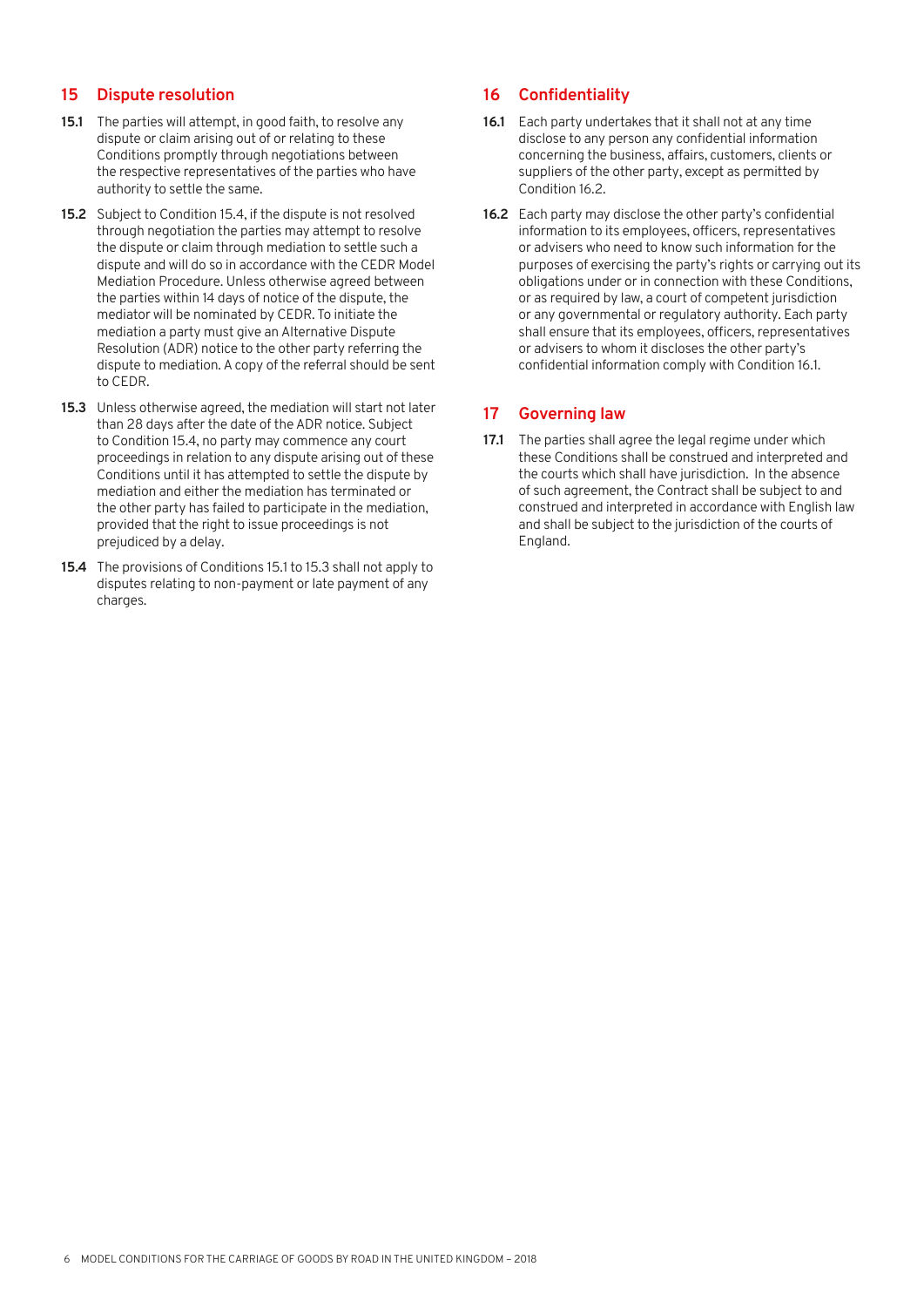## 15 Dispute resolution

**15.1** The parties will attempt, in good faith, to resolve any dispute or claim arising out of or relating to these Conditions promptly through negotiations between the respective representatives of the parties who have authority to settle the same.

**15.2** Subject to Condition 15.4, if the dispute is not resolved through negotiation the parties may attempt to resolve the dispute or claim through mediation to settle such a dispute and will do so in accordance with the CEDR Model Mediation Procedure. Unless otherwise agreed between the parties within 14 days of notice of the dispute, the mediator will be nominated by CEDR. To initiate the mediation a party must give an Alternative Dispute Resolution (ADR) notice to the other party referring the dispute to mediation. A copy of the referral should be sent to CEDR.

**15.3** Unless otherwise agreed, the mediation will start not later than 28 days after the date of the ADR notice. Subject to Condition 15.4, no party may commence any court proceedings in relation to any dispute arising out of these Conditions until it has attempted to settle the dispute by mediation and either the mediation has terminated or the other party has failed to participate in the mediation, provided that the right to issue proceedings is not prejudiced by a delay.

**15.4** The provisions of Conditions 15.1 to 15.3 shall not apply to disputes relating to non-payment or late payment of any charges.

## 16 Confidentiality

**16.1** Each party undertakes that it shall not at any time disclose to any person any confidential information concerning the business, affairs, customers, clients or suppliers of the other party, except as permitted by Condition 16.2.

**16.2** Each party may disclose the other party's confidential information to its employees, officers, representatives or advisers who need to know such information for the purposes of exercising the party's rights or carrying out its obligations under or in connection with these Conditions, or as required by law, a court of competent jurisdiction or any governmental or regulatory authority. Each party shall ensure that its employees, officers, representatives or advisers to whom it discloses the other party's confidential information comply with Condition 16.1.

## 17 Governing law

**17.1** The parties shall agree the legal regime under which these Conditions shall be construed and interpreted and the courts which shall have jurisdiction. In the absence of such agreement, the Contract shall be subject to and construed and interpreted in accordance with English law and shall be subject to the jurisdiction of the courts of England.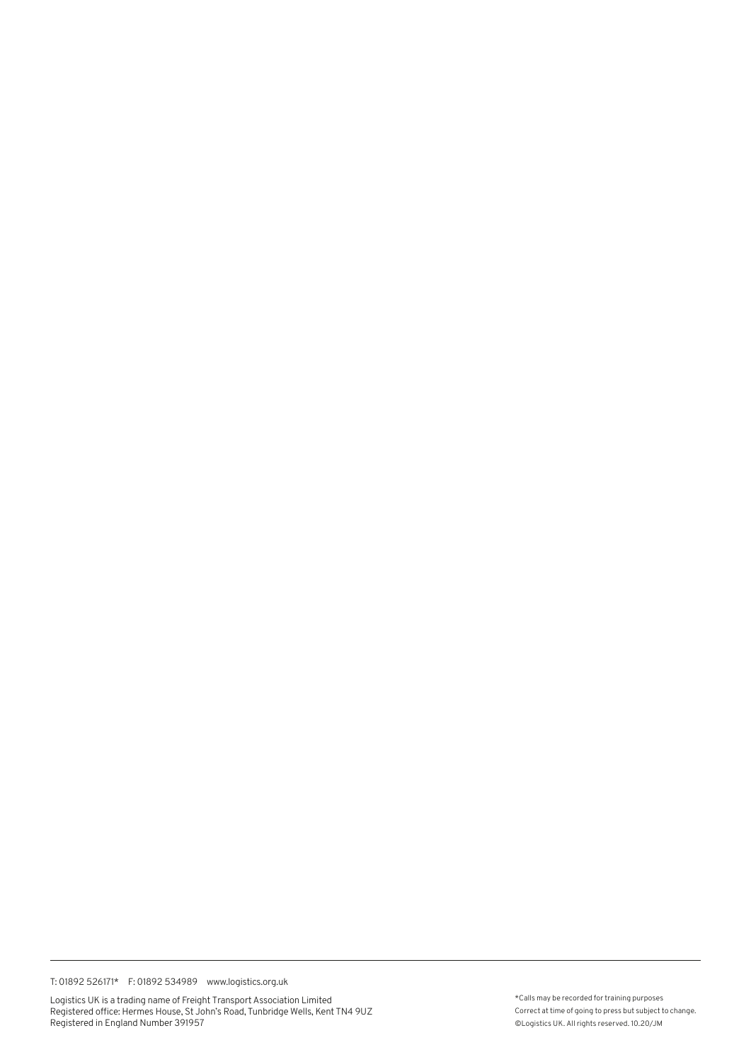T: 01892 526171* F: 01892 534989 www.logistics.org.uk

Logistics UK is a trading name of Freight Transport Association Limited
Registered office: Hermes House, St John's Road, Tunbridge Wells, Kent TN4 9UZ
Registered in England Number 391957

*Calls may be recorded for training purposes
Correct at time of going to press but subject to change.
©Logistics UK. All rights reserved. 10.20/JM